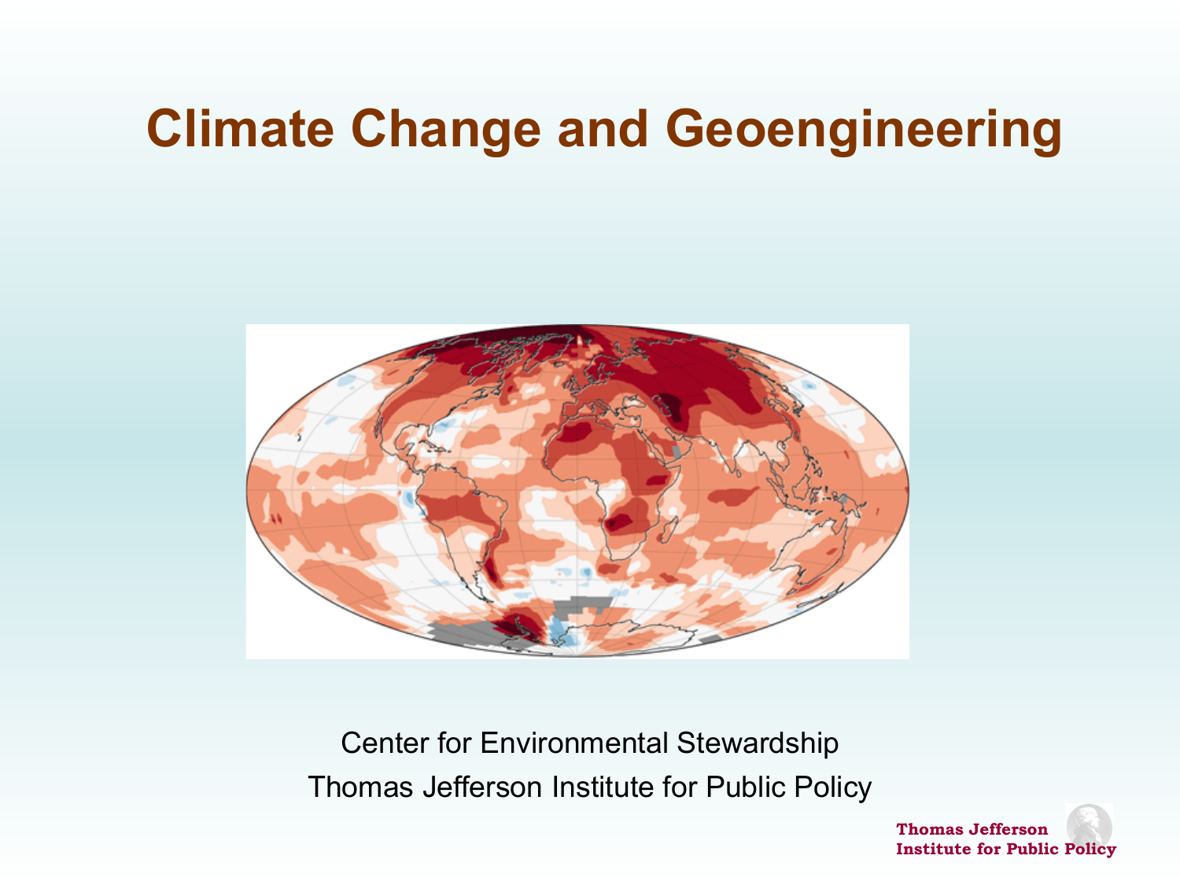# Climate Change and Geoengineering

Center for Environmental Stewardship

Thomas Jefferson Institute for Public Policy

Thomas Jefferson Institute for Public Policy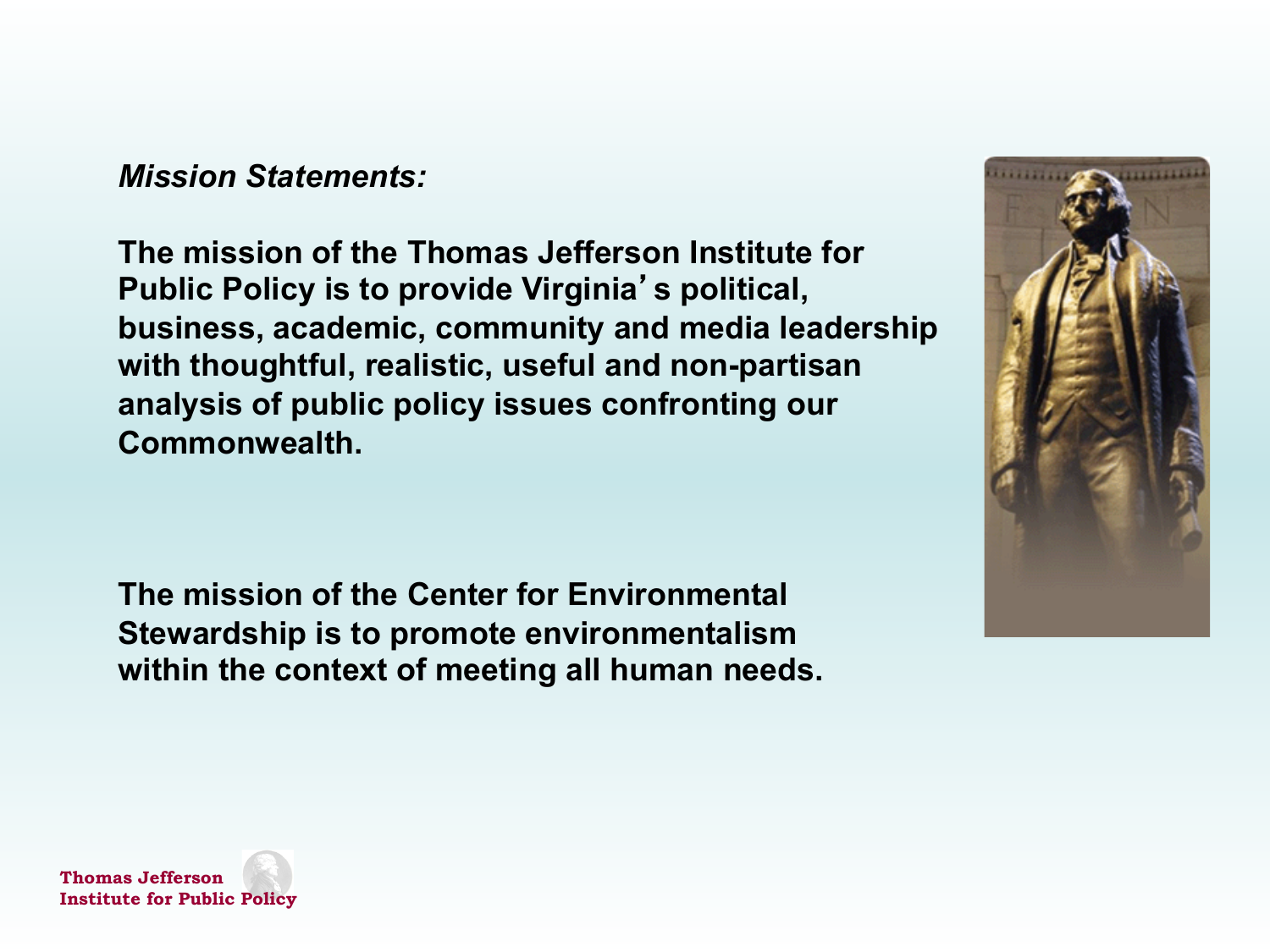*Mission Statements:*

**The mission of the Thomas Jefferson Institute for Public Policy is to provide Virginia's political, business, academic, community and media leadership with thoughtful, realistic, useful and non-partisan analysis of public policy issues confronting our Commonwealth.**

**The mission of the Center for Environmental Stewardship is to promote environmentalism within the context of meeting all human needs.**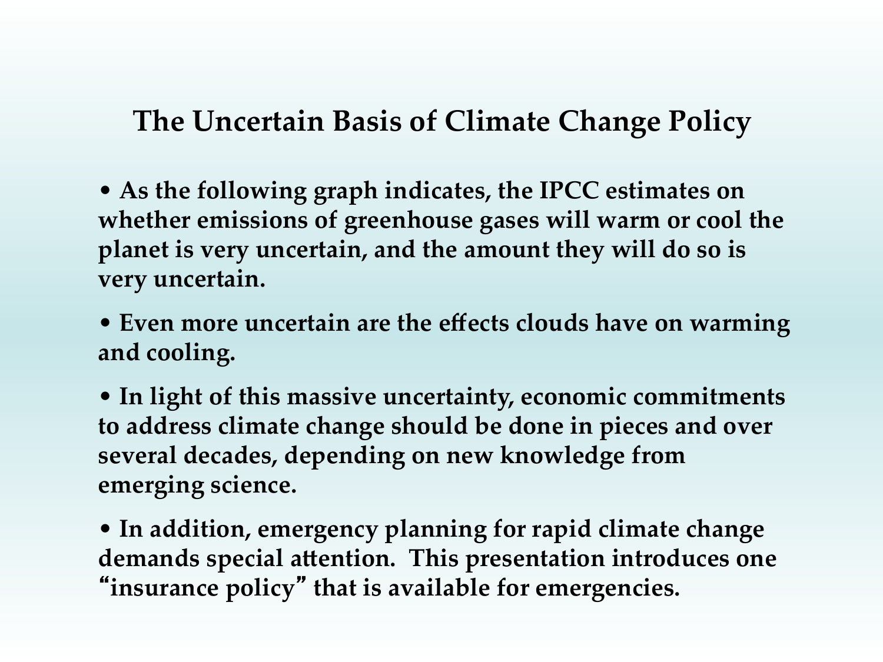## The Uncertain Basis of Climate Change Policy

- **As the following graph indicates, the IPCC estimates on whether emissions of greenhouse gases will warm or cool the planet is very uncertain, and the amount they will do so is very uncertain.**

- **Even more uncertain are the effects clouds have on warming and cooling.**

- **In light of this massive uncertainty, economic commitments to address climate change should be done in pieces and over several decades, depending on new knowledge from emerging science.**

- **In addition, emergency planning for rapid climate change demands special attention. This presentation introduces one "insurance policy" that is available for emergencies.**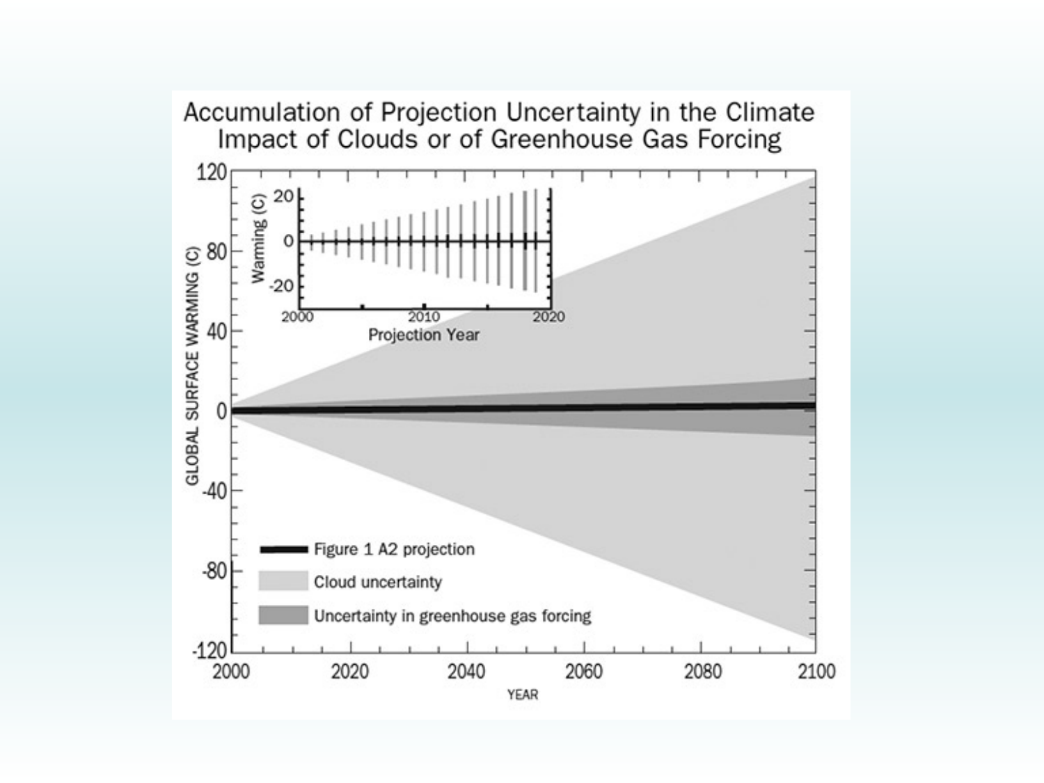# Accumulation of Projection Uncertainty in the Climate Impact of Clouds or of Greenhouse Gas Forcing

- Figure 1 A2 projection
- Cloud uncertainty
- Uncertainty in greenhouse gas forcing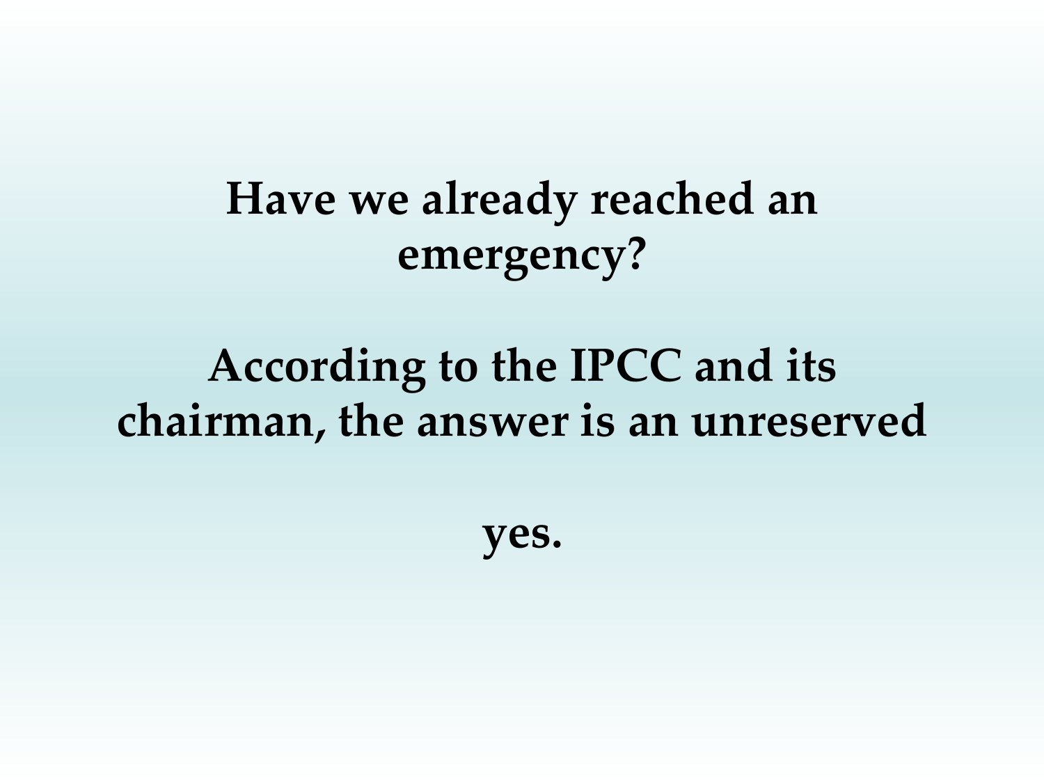**Have we already reached an emergency?**

**According to the IPCC and its chairman, the answer is an unreserved**

**yes.**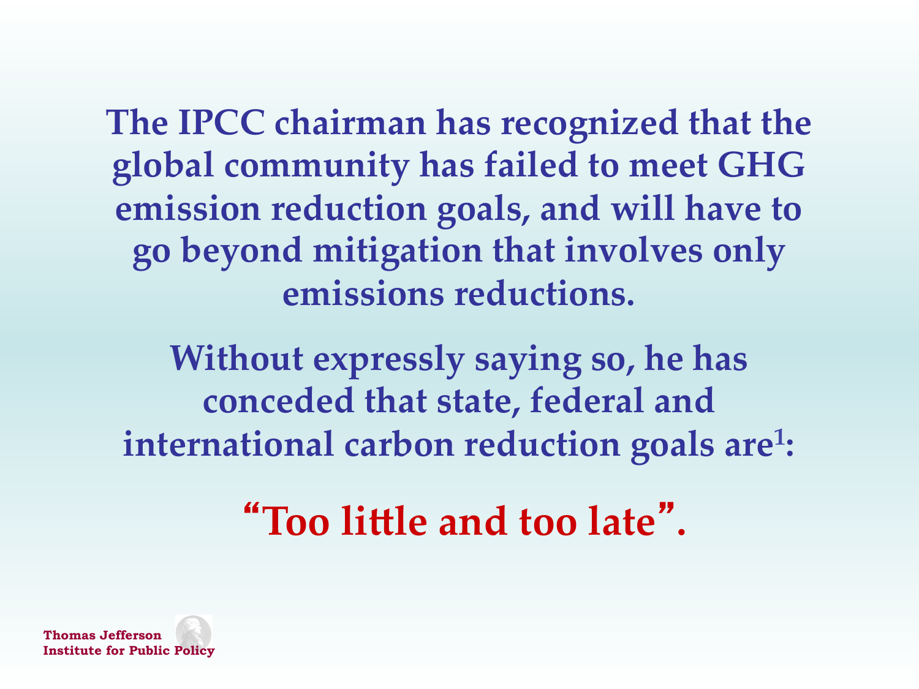**The IPCC chairman has recognized that the global community has failed to meet GHG emission reduction goals, and will have to go beyond mitigation that involves only emissions reductions.**

**Without expressly saying so, he has conceded that state, federal and international carbon reduction goals are[1]:**

**"Too little and too late".**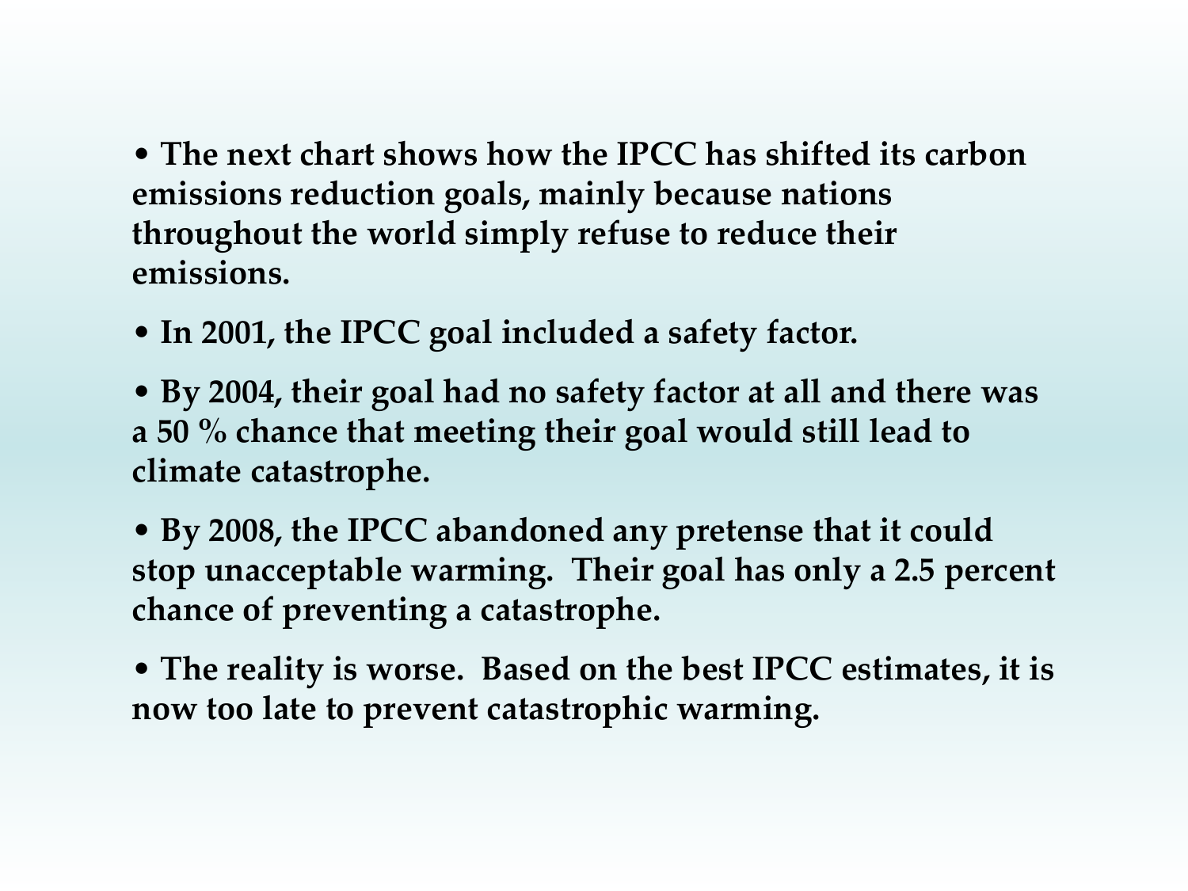- **The next chart shows how the IPCC has shifted its carbon emissions reduction goals, mainly because nations throughout the world simply refuse to reduce their emissions.**

- **In 2001, the IPCC goal included a safety factor.**

- **By 2004, their goal had no safety factor at all and there was a 50 % chance that meeting their goal would still lead to climate catastrophe.**

- **By 2008, the IPCC abandoned any pretense that it could stop unacceptable warming. Their goal has only a 2.5 percent chance of preventing a catastrophe.**

- **The reality is worse. Based on the best IPCC estimates, it is now too late to prevent catastrophic warming.**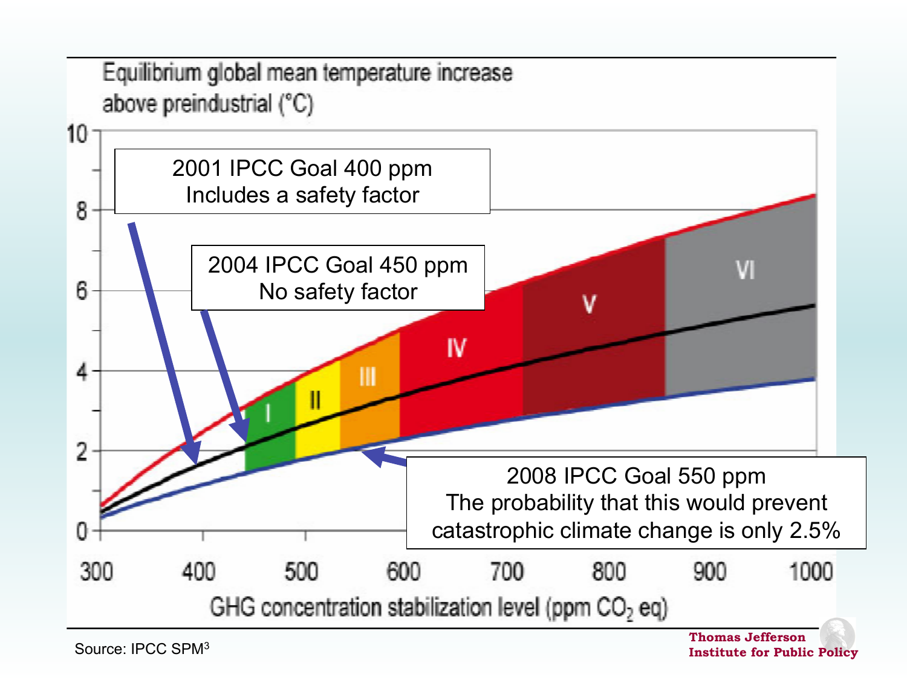Equilibrium global mean temperature increase above preindustrial (°C)

2001 IPCC Goal 400 ppm
Includes a safety factor

2004 IPCC Goal 450 ppm
No safety factor

2008 IPCC Goal 550 ppm
The probability that this would prevent catastrophic climate change is only 2.5%

GHG concentration stabilization level (ppm $CO_2$ eq)

Source: IPCC SPM[3]

Thomas Jefferson Institute for Public Policy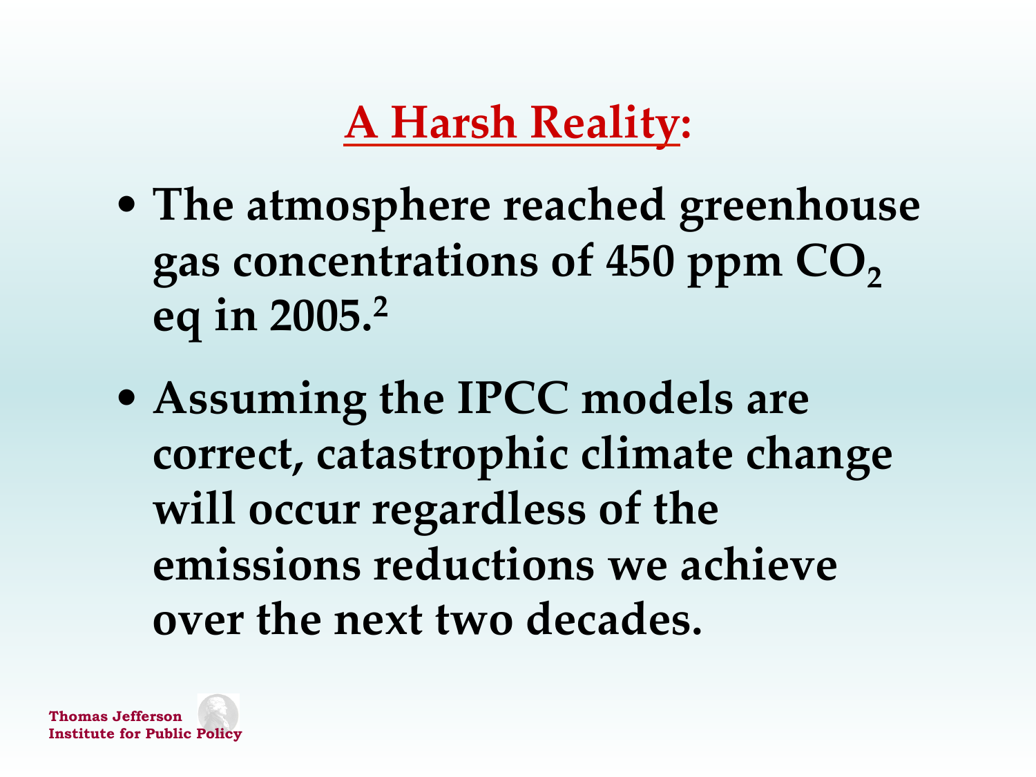# A Harsh Reality:

- **The atmosphere reached greenhouse gas concentrations of 450 ppm $CO_2$ eq in 2005.[2]**

- **Assuming the IPCC models are correct, catastrophic climate change will occur regardless of the emissions reductions we achieve over the next two decades.**

Thomas Jefferson Institute for Public Policy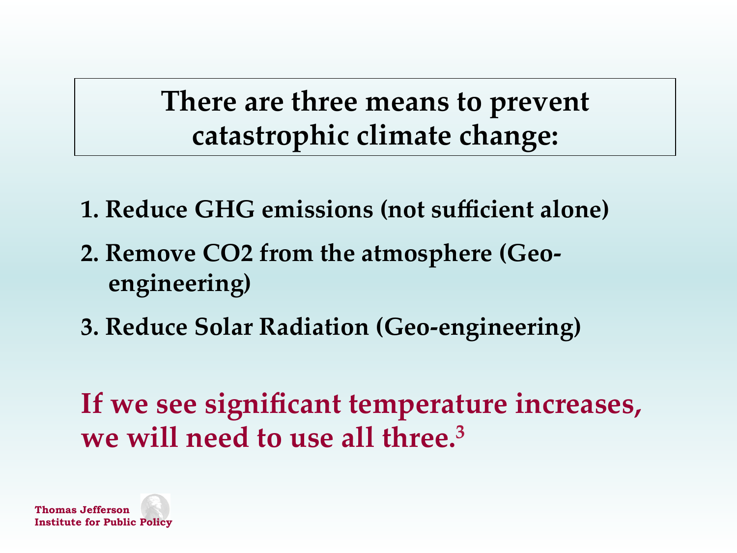## There are three means to prevent catastrophic climate change:

1. **Reduce GHG emissions (not sufficient alone)**
2. **Remove CO2 from the atmosphere (Geo-engineering)**
3. **Reduce Solar Radiation (Geo-engineering)**

**If we see significant temperature increases, we will need to use all three.[3]**

**Thomas Jefferson Institute for Public Policy**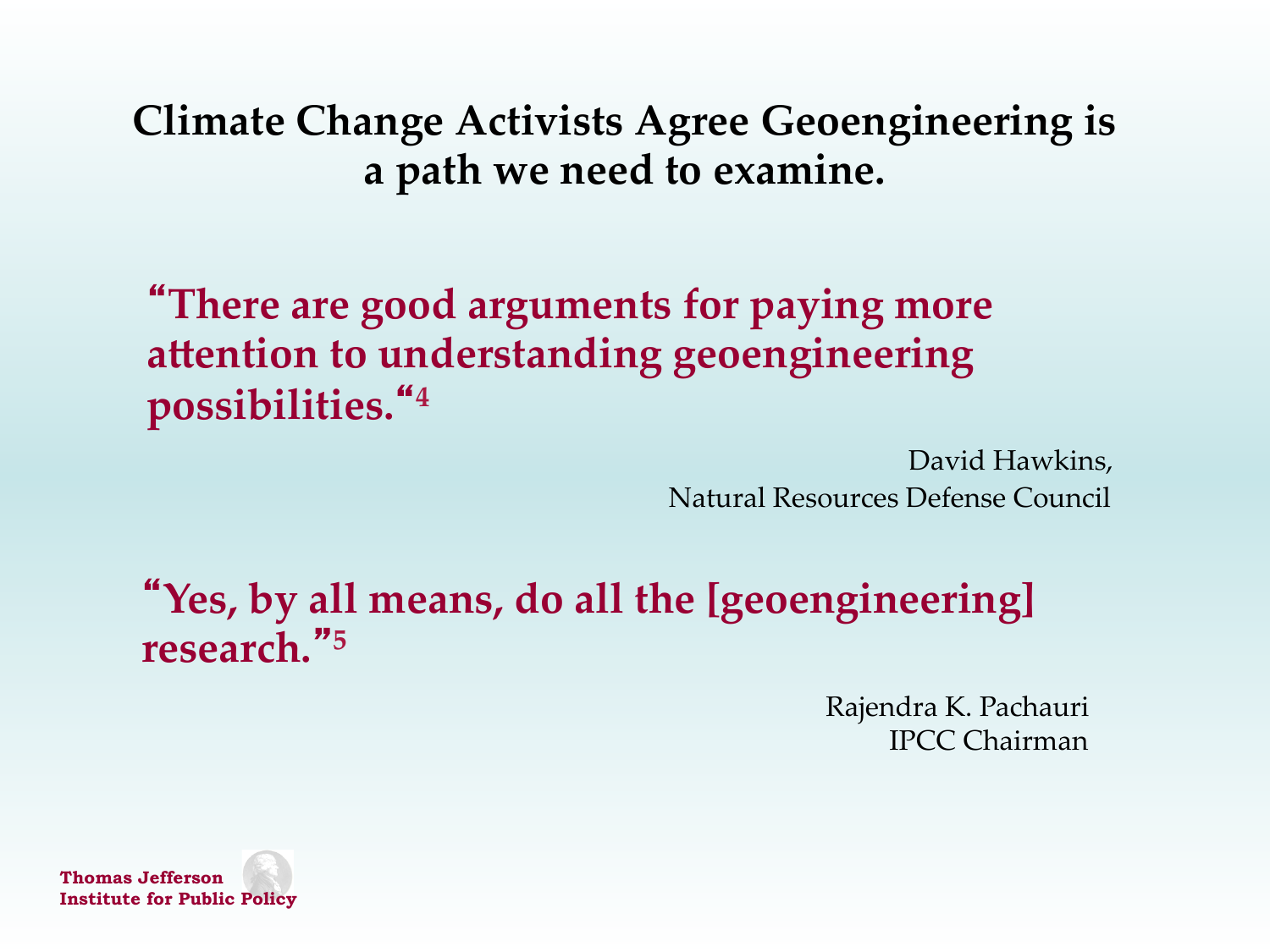# Climate Change Activists Agree Geoengineering is a path we need to examine.

**"There are good arguments for paying more attention to understanding geoengineering possibilities."[4]**

David Hawkins,
Natural Resources Defense Council

**"Yes, by all means, do all the [geoengineering] research."[5]**

Rajendra K. Pachauri
IPCC Chairman

Thomas Jefferson Institute for Public Policy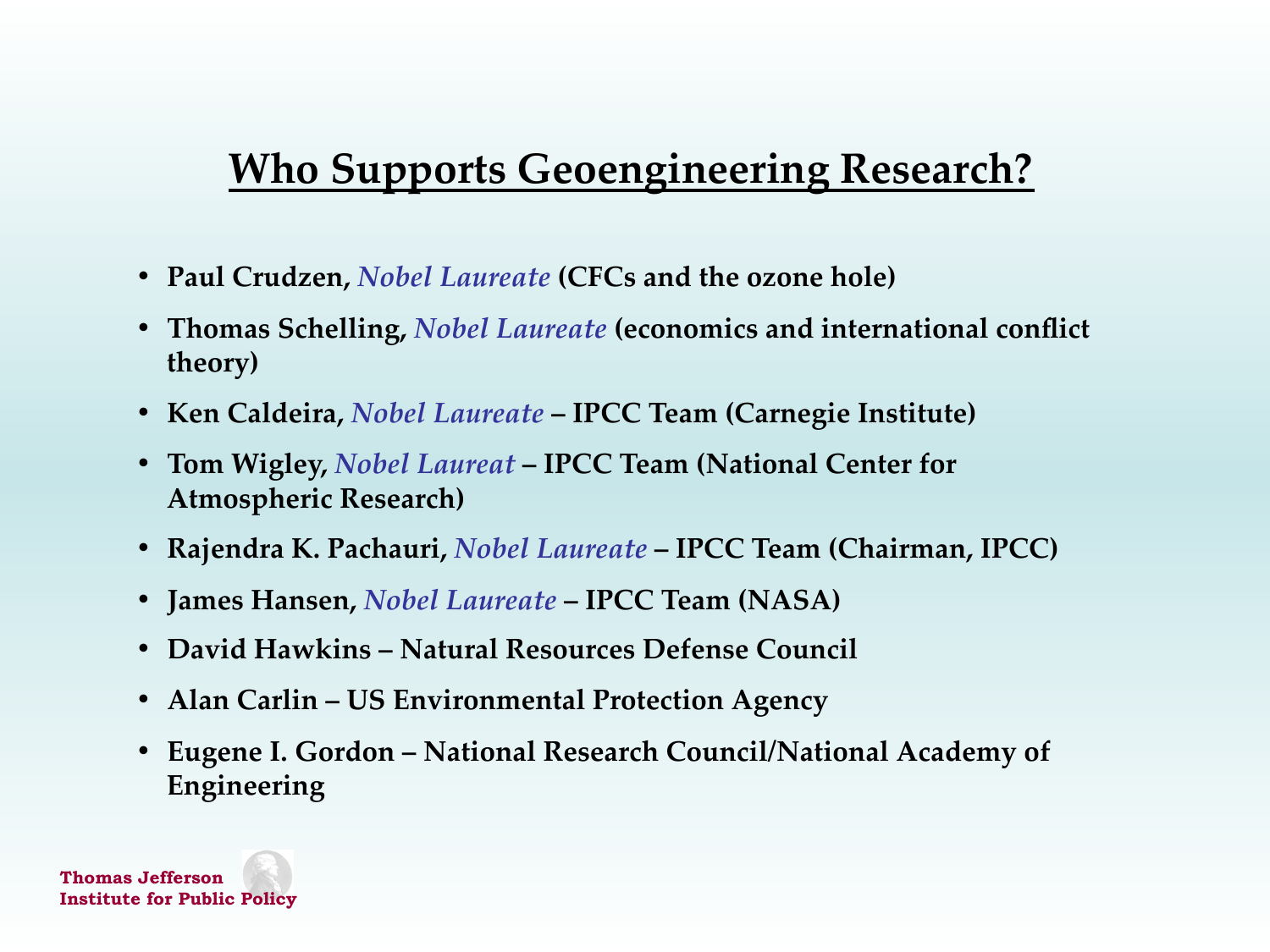## Who Supports Geoengineering Research?

- **Paul Crudzen, *Nobel Laureate* (CFCs and the ozone hole)**
- **Thomas Schelling, *Nobel Laureate* (economics and international conflict theory)**
- **Ken Caldeira, *Nobel Laureate* – IPCC Team (Carnegie Institute)**
- **Tom Wigley, *Nobel Laureat* – IPCC Team (National Center for Atmospheric Research)**
- **Rajendra K. Pachauri, *Nobel Laureate* – IPCC Team (Chairman, IPCC)**
- **James Hansen, *Nobel Laureate* – IPCC Team (NASA)**
- **David Hawkins – Natural Resources Defense Council**
- **Alan Carlin – US Environmental Protection Agency**
- **Eugene I. Gordon – National Research Council/National Academy of Engineering**

**Thomas Jefferson Institute for Public Policy**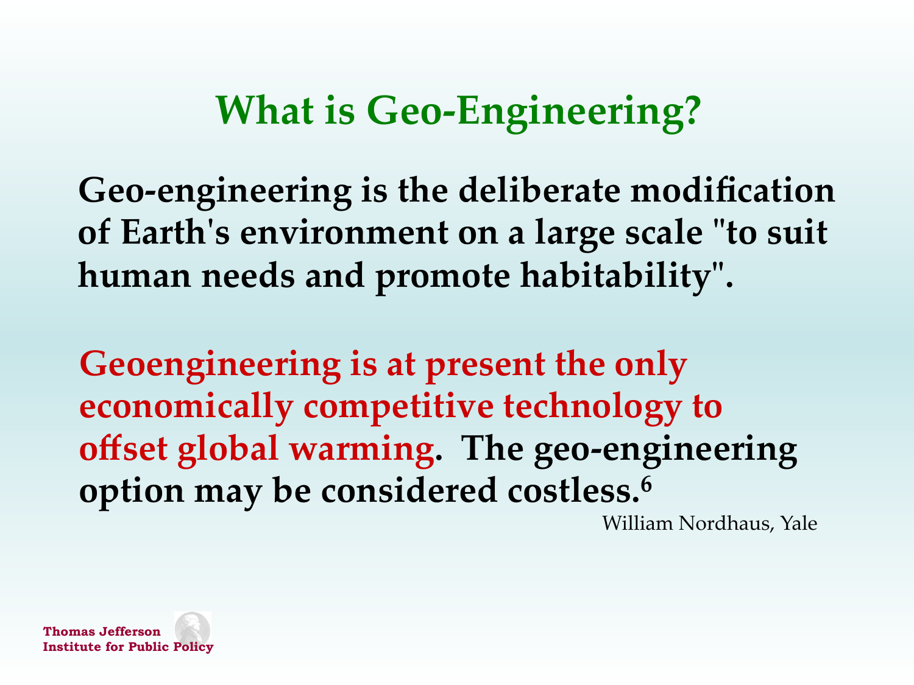# What is Geo-Engineering?

**Geo-engineering is the deliberate modification of Earth's environment on a large scale "to suit human needs and promote habitability".**

**Geoengineering is at present the only economically competitive technology to offset global warming. The geo-engineering option may be considered costless.[6]**

William Nordhaus, Yale

Thomas Jefferson Institute for Public Policy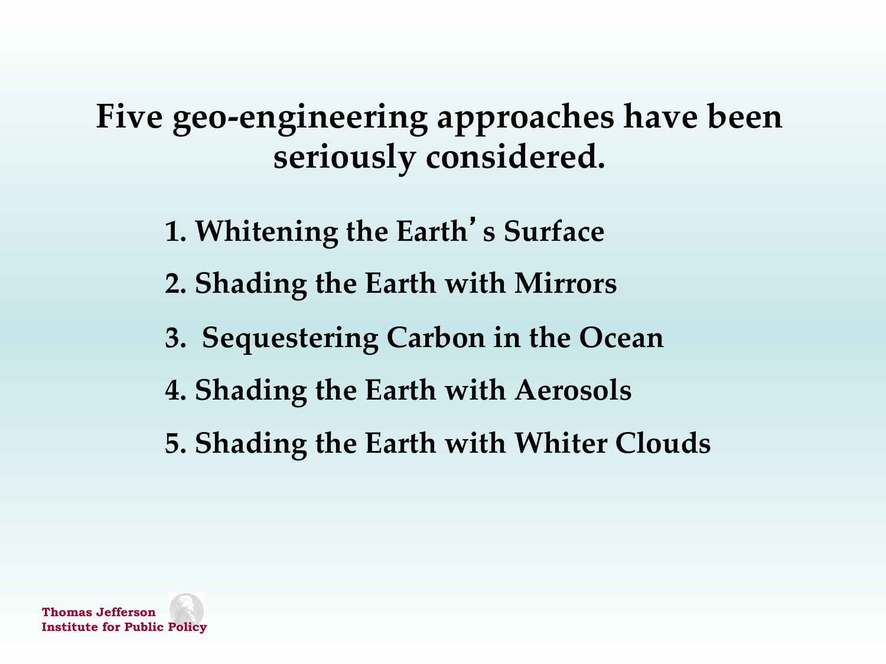# Five geo-engineering approaches have been seriously considered.

1. Whitening the Earth's Surface
2. Shading the Earth with Mirrors
3. Sequestering Carbon in the Ocean
4. Shading the Earth with Aerosols
5. Shading the Earth with Whiter Clouds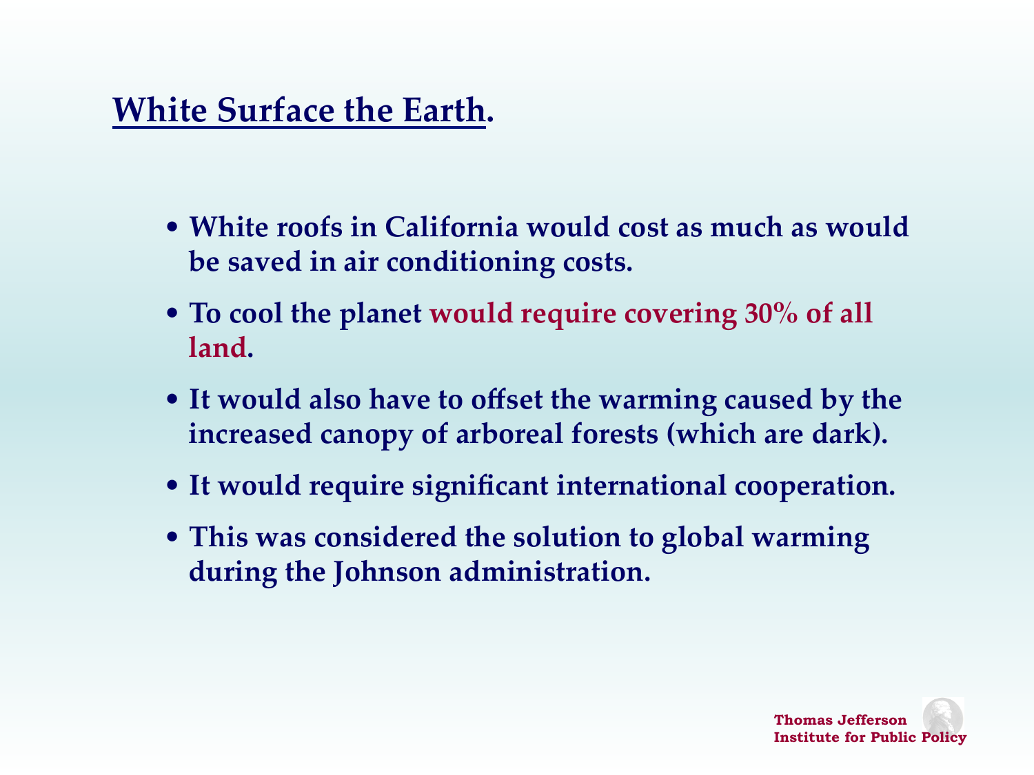## White Surface the Earth.

- **White roofs in California would cost as much as would be saved in air conditioning costs.**
- **To cool the planet would require covering 30% of all land.**
- **It would also have to offset the warming caused by the increased canopy of arboreal forests (which are dark).**
- **It would require significant international cooperation.**
- **This was considered the solution to global warming during the Johnson administration.**

**Thomas Jefferson Institute for Public Policy**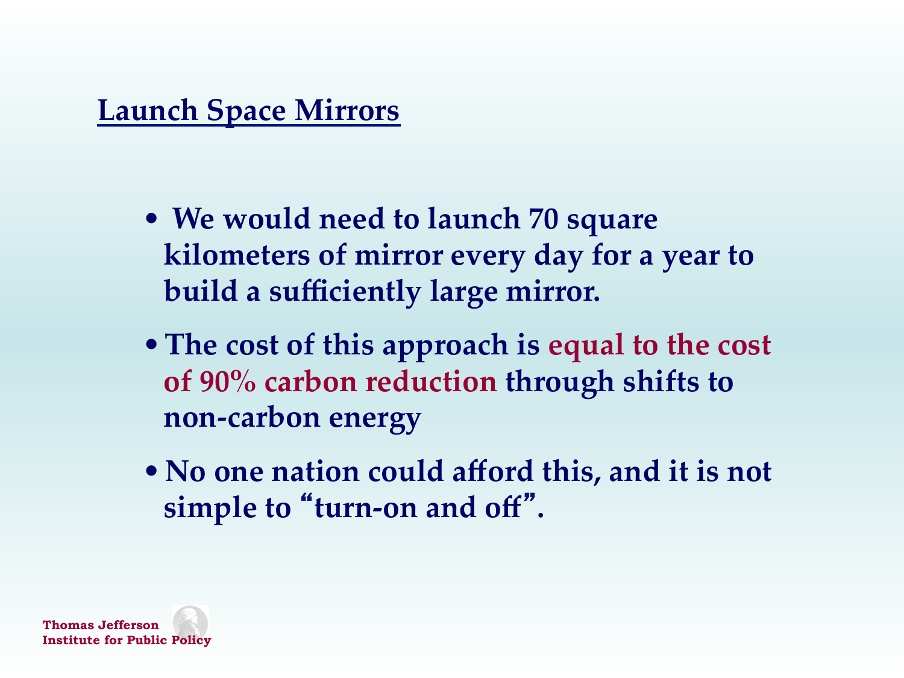## Launch Space Mirrors

- We would need to launch 70 square kilometers of mirror every day for a year to build a sufficiently large mirror.
- The cost of this approach is equal to the cost of 90% carbon reduction through shifts to non-carbon energy
- No one nation could afford this, and it is not simple to "turn-on and off".

Thomas Jefferson Institute for Public Policy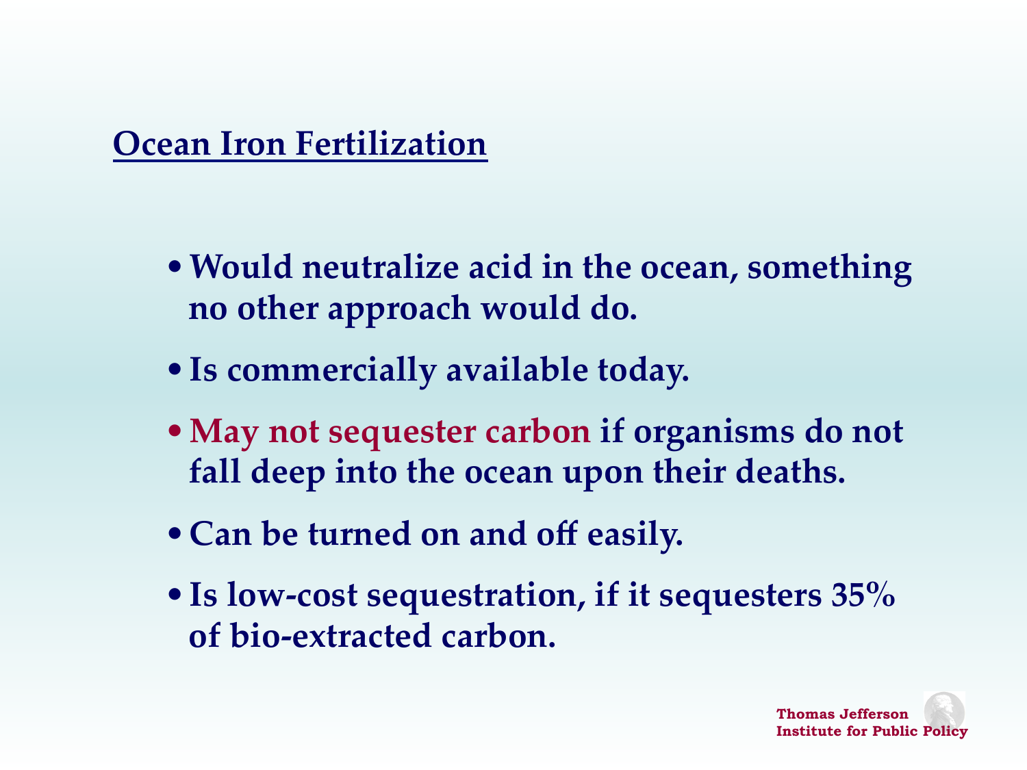## Ocean Iron Fertilization

- Would neutralize acid in the ocean, something no other approach would do.
- Is commercially available today.
- May not sequester carbon if organisms do not fall deep into the ocean upon their deaths.
- Can be turned on and off easily.
- Is low-cost sequestration, if it sequesters 35% of bio-extracted carbon.

Thomas Jefferson Institute for Public Policy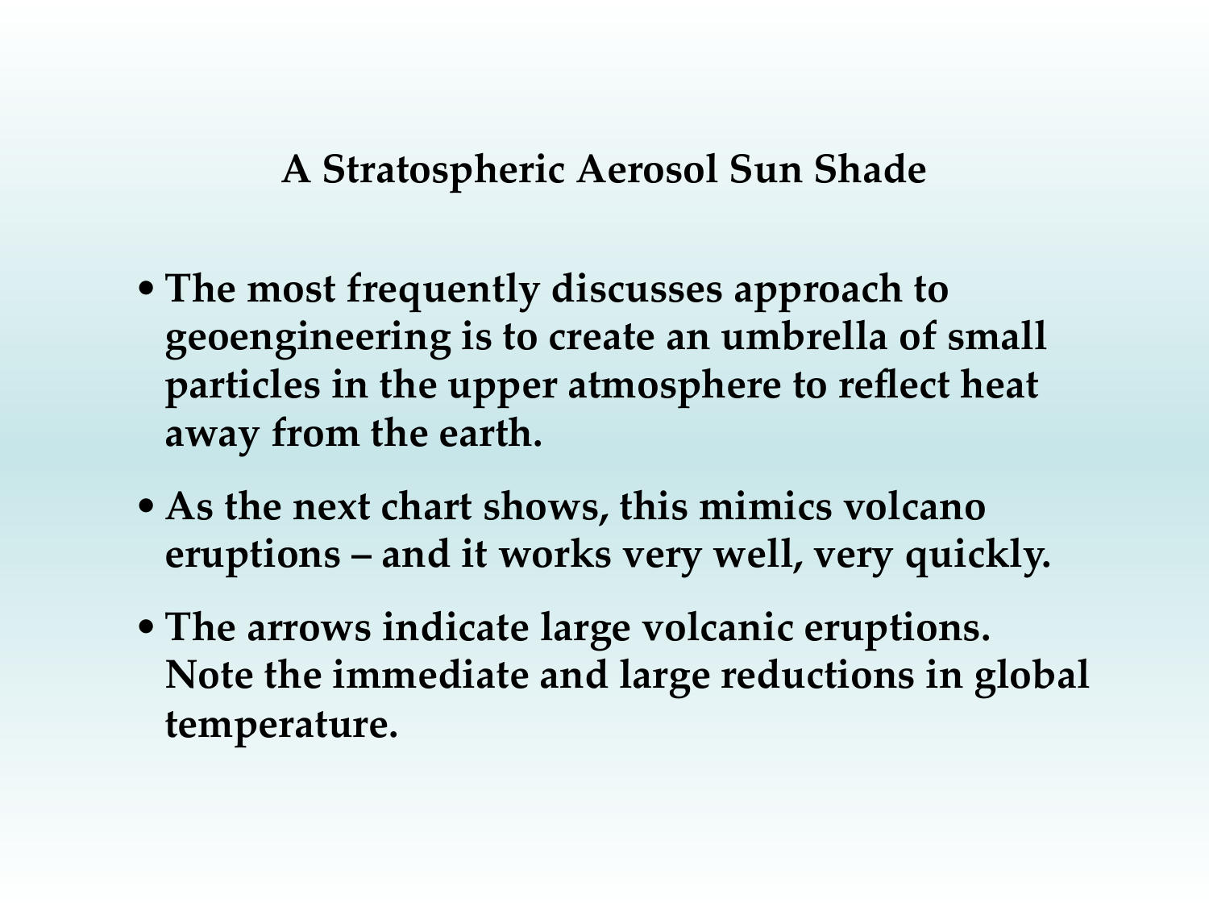## A Stratospheric Aerosol Sun Shade

- **The most frequently discusses approach to geoengineering is to create an umbrella of small particles in the upper atmosphere to reflect heat away from the earth.**
- **As the next chart shows, this mimics volcano eruptions – and it works very well, very quickly.**
- **The arrows indicate large volcanic eruptions. Note the immediate and large reductions in global temperature.**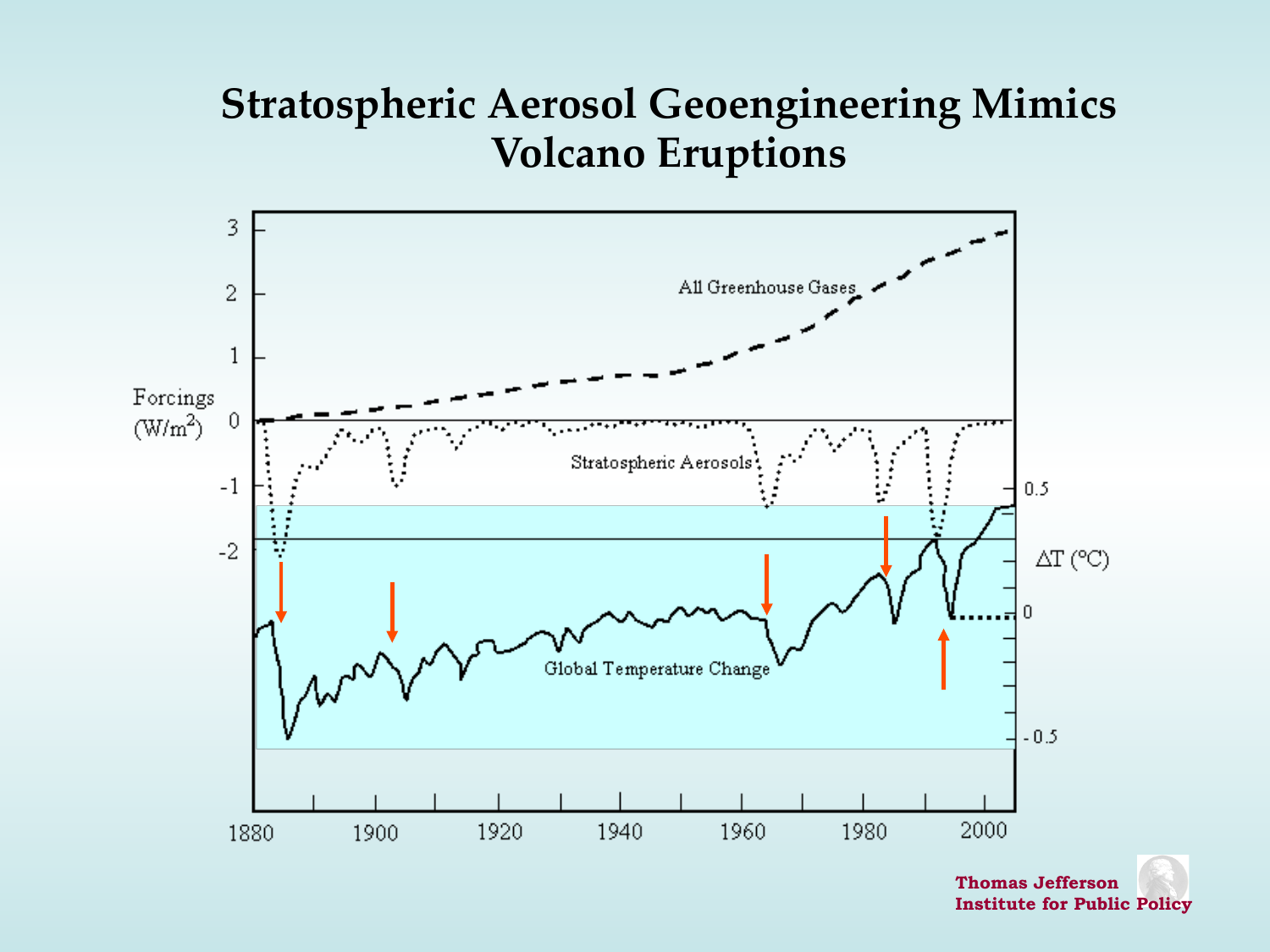# Stratospheric Aerosol Geoengineering Mimics Volcano Eruptions

Forcings ($W/m^2$)

All Greenhouse Gases

Stratospheric Aerosols

Global Temperature Change

$\Delta T$ (°C)

Thomas Jefferson Institute for Public Policy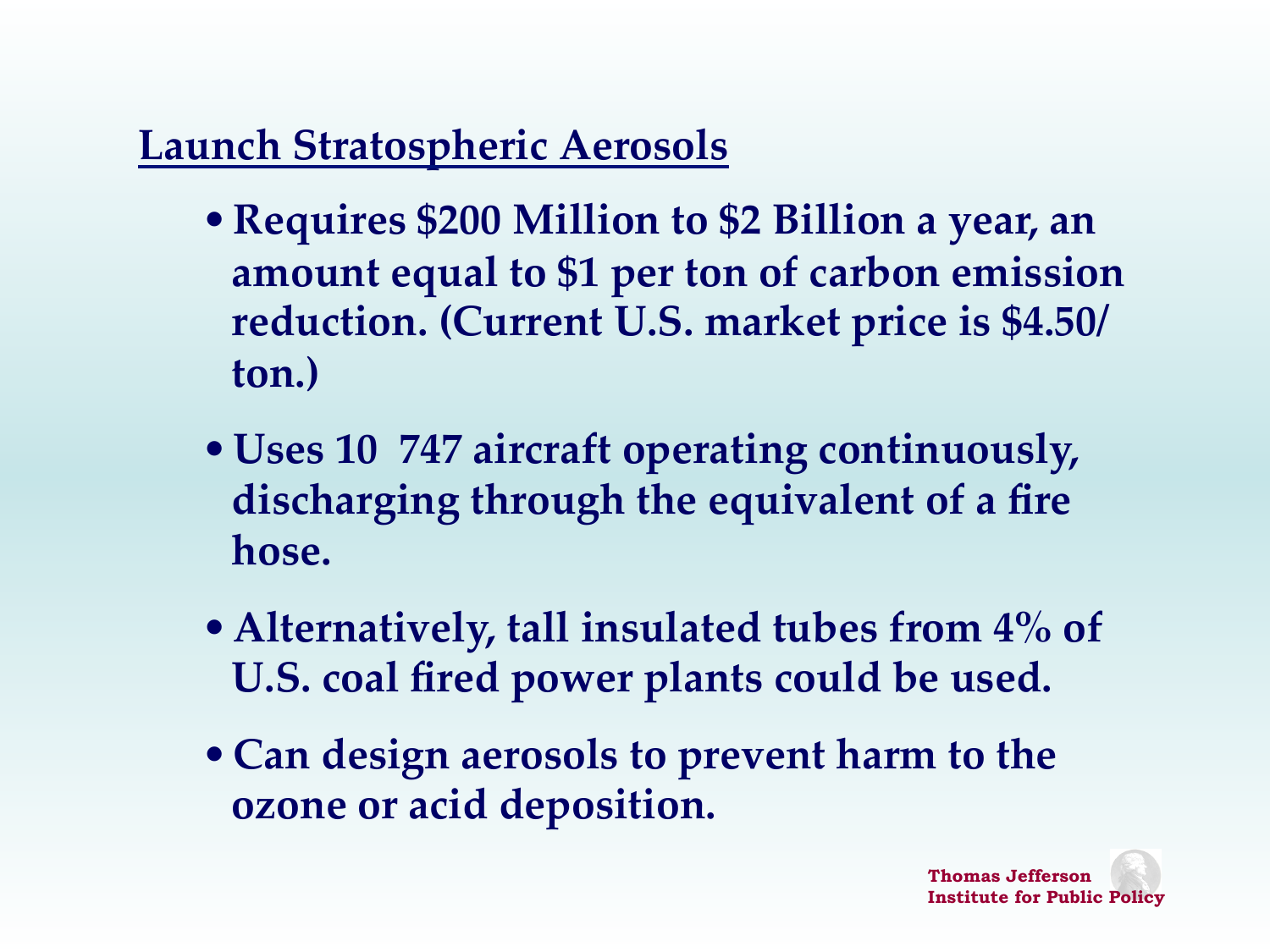## Launch Stratospheric Aerosols

- **Requires $200 Million to $2 Billion a year, an amount equal to $1 per ton of carbon emission reduction. (Current U.S. market price is $4.50/ton.)**
- **Uses 10  747 aircraft operating continuously, discharging through the equivalent of a fire hose.**
- **Alternatively, tall insulated tubes from 4% of U.S. coal fired power plants could be used.**
- **Can design aerosols to prevent harm to the ozone or acid deposition.**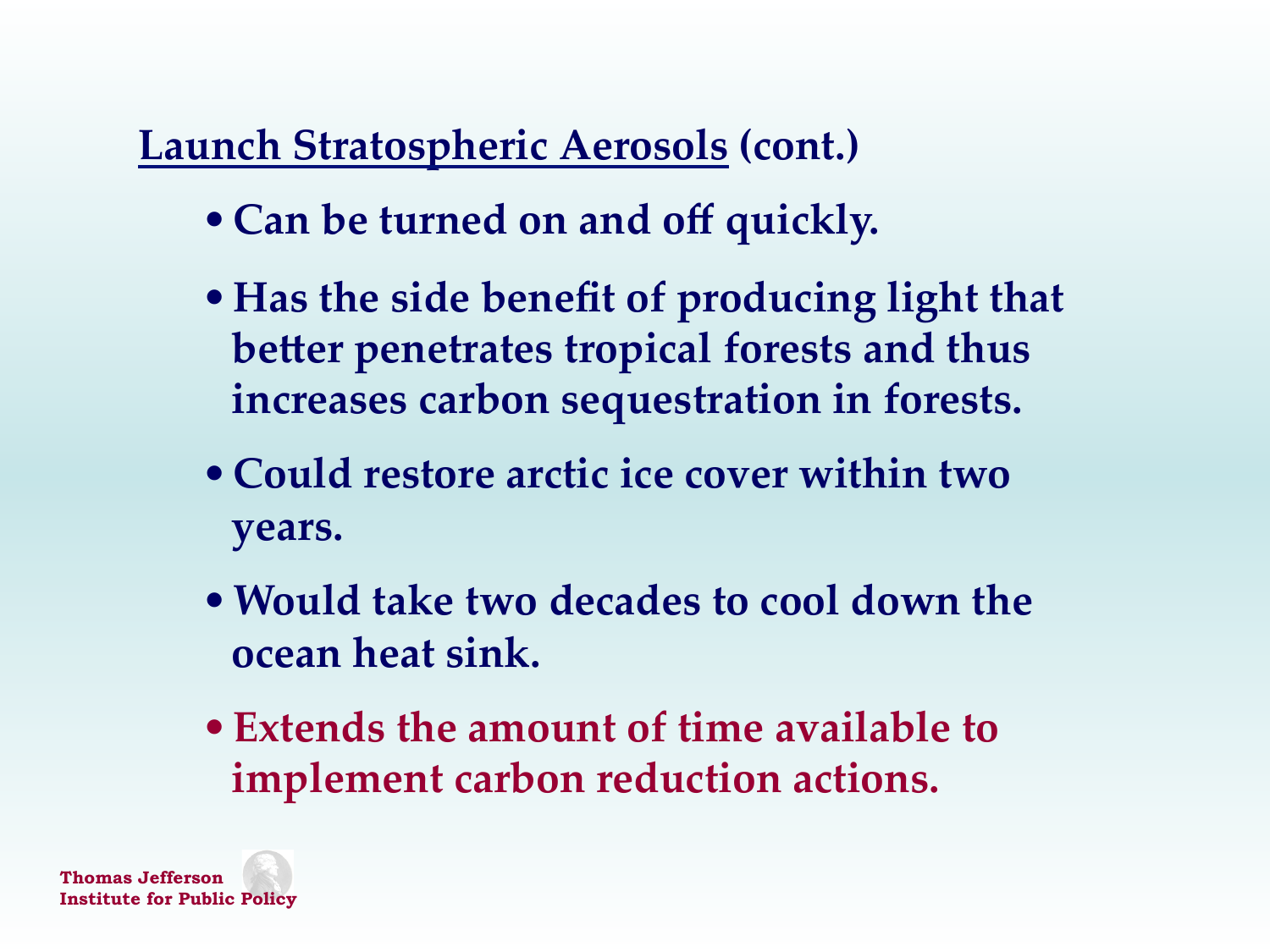## Launch Stratospheric Aerosols (cont.)

- **Can be turned on and off quickly.**
- **Has the side benefit of producing light that better penetrates tropical forests and thus increases carbon sequestration in forests.**
- **Could restore arctic ice cover within two years.**
- **Would take two decades to cool down the ocean heat sink.**
- **Extends the amount of time available to implement carbon reduction actions.**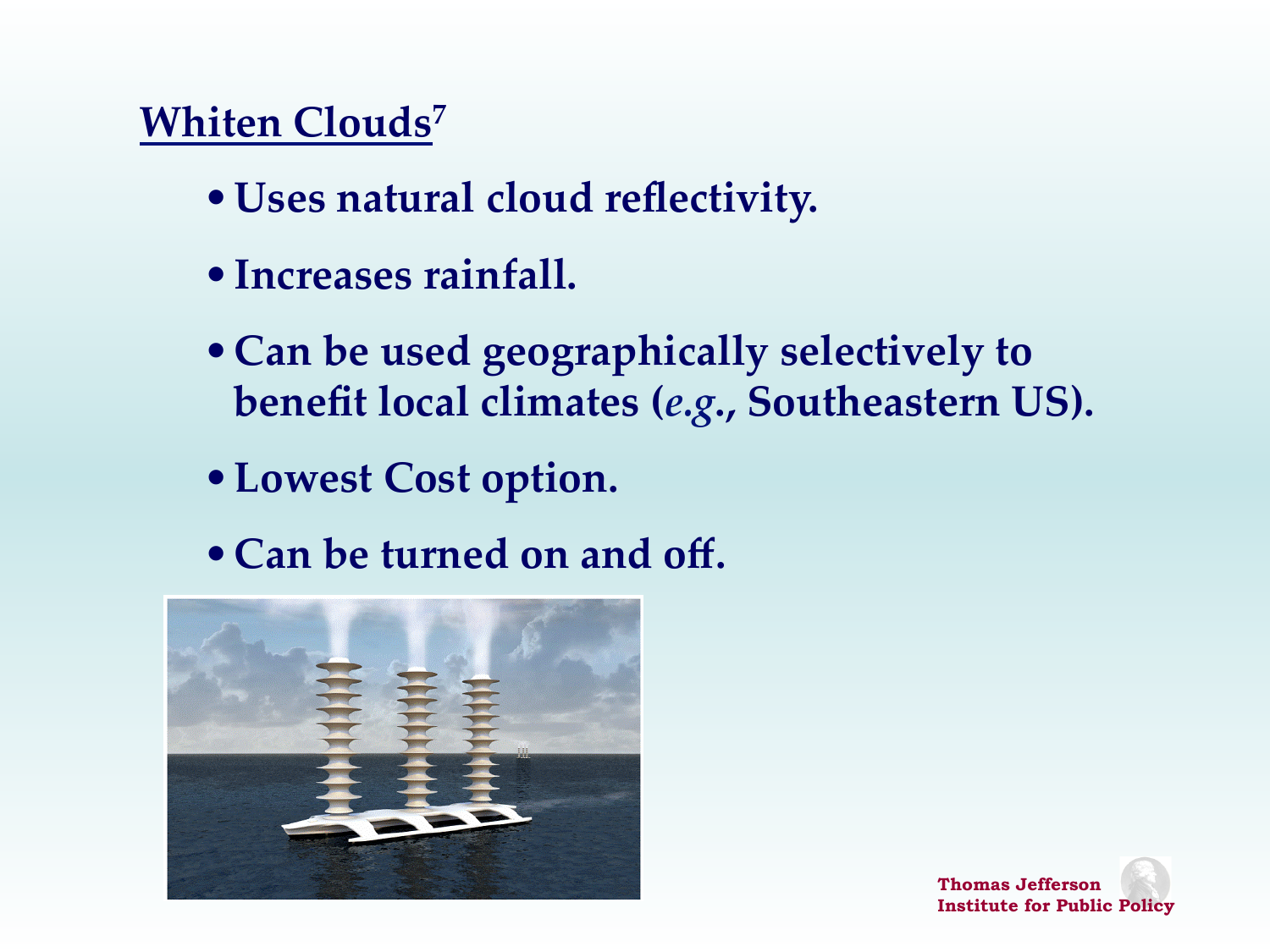## Whiten Clouds[7]

- Uses natural cloud reflectivity.
- Increases rainfall.
- Can be used geographically selectively to benefit local climates (*e.g.*, Southeastern US).
- Lowest Cost option.
- Can be turned on and off.

Thomas Jefferson Institute for Public Policy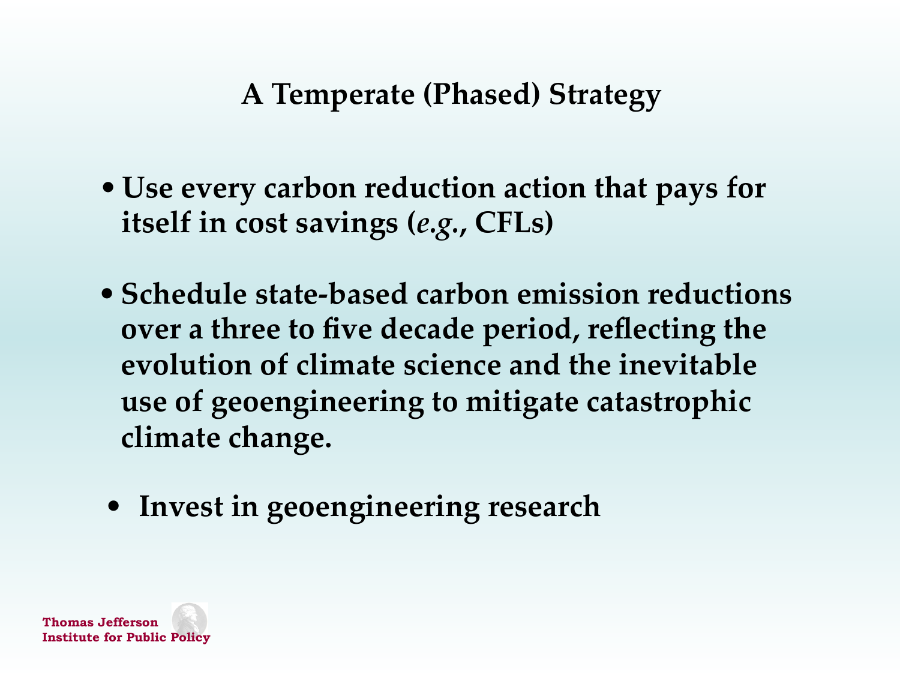## A Temperate (Phased) Strategy

- Use every carbon reduction action that pays for itself in cost savings (*e.g.*, CFLs)
- Schedule state-based carbon emission reductions over a three to five decade period, reflecting the evolution of climate science and the inevitable use of geoengineering to mitigate catastrophic climate change.
- Invest in geoengineering research

Thomas Jefferson Institute for Public Policy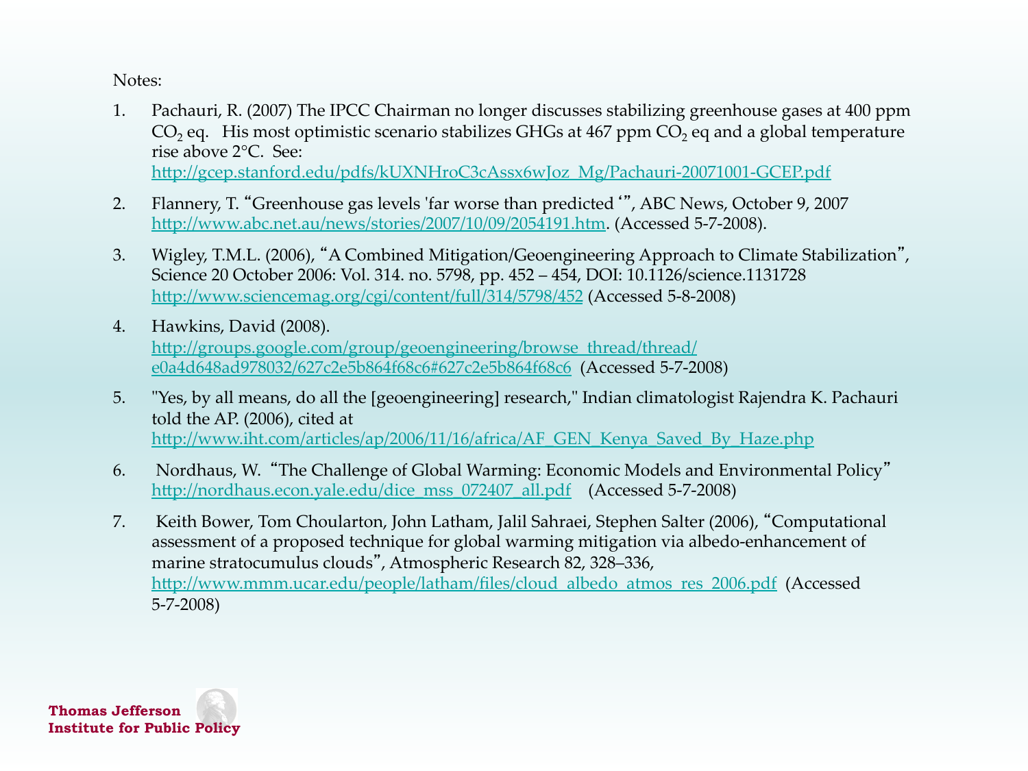Notes:

1. Pachauri, R. (2007) The IPCC Chairman no longer discusses stabilizing greenhouse gases at 400 ppm $CO_2$ eq. His most optimistic scenario stabilizes GHGs at 467 ppm $CO_2$ eq and a global temperature rise above 2°C. See: http://gcep.stanford.edu/pdfs/kUXNHroC3cAssx6wJoz_Mg/Pachauri-20071001-GCEP.pdf

2. Flannery, T. "Greenhouse gas levels 'far worse than predicted '", ABC News, October 9, 2007 http://www.abc.net.au/news/stories/2007/10/09/2054191.htm. (Accessed 5-7-2008).

3. Wigley, T.M.L. (2006), "A Combined Mitigation/Geoengineering Approach to Climate Stabilization", Science 20 October 2006: Vol. 314. no. 5798, pp. 452 – 454, DOI: 10.1126/science.1131728 http://www.sciencemag.org/cgi/content/full/314/5798/452 (Accessed 5-8-2008)

4. Hawkins, David (2008). http://groups.google.com/group/geoengineering/browse_thread/thread/e0a4d648ad978032/627c2e5b864f68c6#627c2e5b864f68c6 (Accessed 5-7-2008)

5. "Yes, by all means, do all the [geoengineering] research," Indian climatologist Rajendra K. Pachauri told the AP. (2006), cited at http://www.iht.com/articles/ap/2006/11/16/africa/AF_GEN_Kenya_Saved_By_Haze.php

6. Nordhaus, W. "The Challenge of Global Warming: Economic Models and Environmental Policy" http://nordhaus.econ.yale.edu/dice_mss_072407_all.pdf (Accessed 5-7-2008)

7. Keith Bower, Tom Choularton, John Latham, Jalil Sahraei, Stephen Salter (2006), "Computational assessment of a proposed technique for global warming mitigation via albedo-enhancement of marine stratocumulus clouds", Atmospheric Research 82, 328–336, http://www.mmm.ucar.edu/people/latham/files/cloud_albedo_atmos_res_2006.pdf (Accessed 5-7-2008)

**Thomas Jefferson Institute for Public Policy**